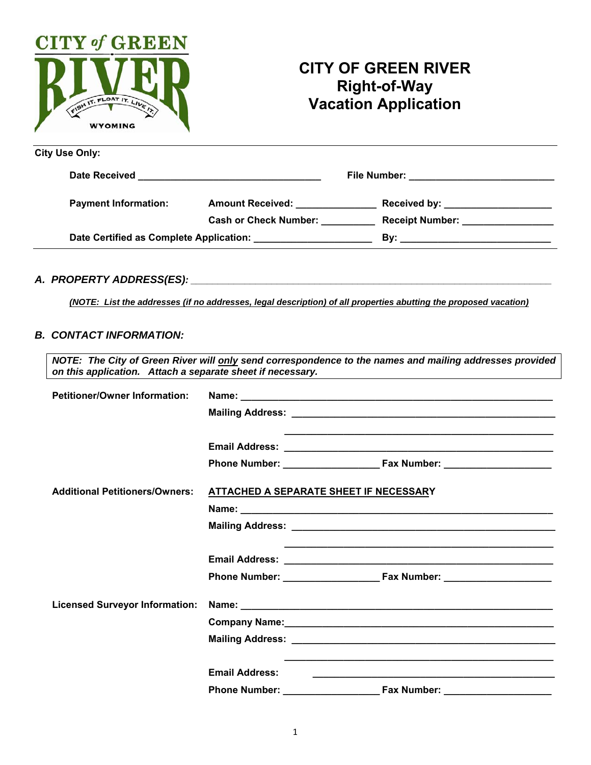CITY of GREEN RIVER
FISH IT. FLOAT IT. LIVE IT.
WYOMING

# CITY OF GREEN RIVER
## Right-of-Way
## Vacation Application

**City Use Only:**

**Date Received** ________________________________ **File Number:** ________________________

**Payment Information:** **Amount Received:** ______________ **Received by:** __________________

**Cash or Check Number:** _________ **Receipt Number:** _______________

**Date Certified as Complete Application:** ____________________ **By:** __________________________

### *A. PROPERTY ADDRESS(ES):* ____________________________________________________________

***(NOTE: List the addresses (if no addresses, legal description) of all properties abutting the proposed vacation)***

### *B. CONTACT INFORMATION:*

***NOTE: The City of Green River will only send correspondence to the names and mailing addresses provided on this application. Attach a separate sheet if necessary.***

**Petitioner/Owner Information:**

**Name:** ______________________________________________________

**Mailing Address:** ______________________________________________

______________________________________________

**Email Address:** ______________________________________________

**Phone Number:** ________________ **Fax Number:** __________________

**Additional Petitioners/Owners:** **ATTACHED A SEPARATE SHEET IF NECESSARY**

**Name:** ______________________________________________________

**Mailing Address:** ______________________________________________

______________________________________________

**Email Address:** ______________________________________________

**Phone Number:** ________________ **Fax Number:** __________________

**Licensed Surveyor Information:**

**Name:** ______________________________________________________

**Company Name:** ______________________________________________

**Mailing Address:** ______________________________________________

______________________________________________

**Email Address:** ______________________________________________

**Phone Number:** ________________ **Fax Number:** __________________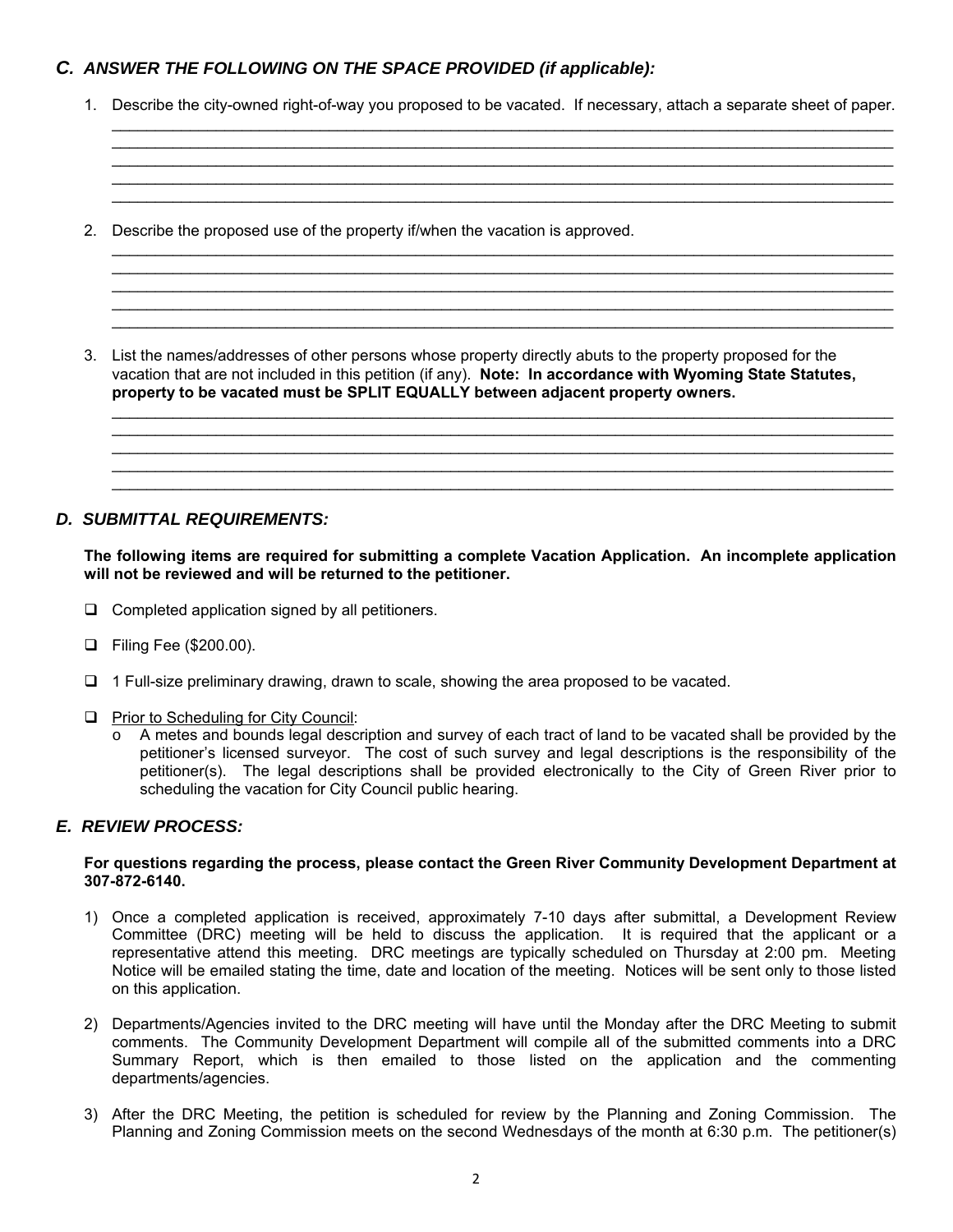## *C. ANSWER THE FOLLOWING ON THE SPACE PROVIDED (if applicable):*

1. Describe the city-owned right-of-way you proposed to be vacated. If necessary, attach a separate sheet of paper.

_______________________________________________________________________________________________
_______________________________________________________________________________________________
_______________________________________________________________________________________________
_______________________________________________________________________________________________
_______________________________________________________________________________________________

2. Describe the proposed use of the property if/when the vacation is approved.

_______________________________________________________________________________________________
_______________________________________________________________________________________________
_______________________________________________________________________________________________
_______________________________________________________________________________________________
_______________________________________________________________________________________________

3. List the names/addresses of other persons whose property directly abuts to the property proposed for the vacation that are not included in this petition (if any). **Note: In accordance with Wyoming State Statutes, property to be vacated must be SPLIT EQUALLY between adjacent property owners.**

_______________________________________________________________________________________________
_______________________________________________________________________________________________
_______________________________________________________________________________________________
_______________________________________________________________________________________________
_______________________________________________________________________________________________

## *D. SUBMITTAL REQUIREMENTS:*

**The following items are required for submitting a complete Vacation Application. An incomplete application will not be reviewed and will be returned to the petitioner.**

- ☐ Completed application signed by all petitioners.
- ☐ Filing Fee ($200.00).
- ☐ 1 Full-size preliminary drawing, drawn to scale, showing the area proposed to be vacated.
- ☐ <u>Prior to Scheduling for City Council</u>:
  - o A metes and bounds legal description and survey of each tract of land to be vacated shall be provided by the petitioner's licensed surveyor. The cost of such survey and legal descriptions is the responsibility of the petitioner(s). The legal descriptions shall be provided electronically to the City of Green River prior to scheduling the vacation for City Council public hearing.

## *E. REVIEW PROCESS:*

**For questions regarding the process, please contact the Green River Community Development Department at 307-872-6140.**

1) Once a completed application is received, approximately 7-10 days after submittal, a Development Review Committee (DRC) meeting will be held to discuss the application. It is required that the applicant or a representative attend this meeting. DRC meetings are typically scheduled on Thursday at 2:00 pm. Meeting Notice will be emailed stating the time, date and location of the meeting. Notices will be sent only to those listed on this application.

2) Departments/Agencies invited to the DRC meeting will have until the Monday after the DRC Meeting to submit comments. The Community Development Department will compile all of the submitted comments into a DRC Summary Report, which is then emailed to those listed on the application and the commenting departments/agencies.

3) After the DRC Meeting, the petition is scheduled for review by the Planning and Zoning Commission. The Planning and Zoning Commission meets on the second Wednesdays of the month at 6:30 p.m. The petitioner(s)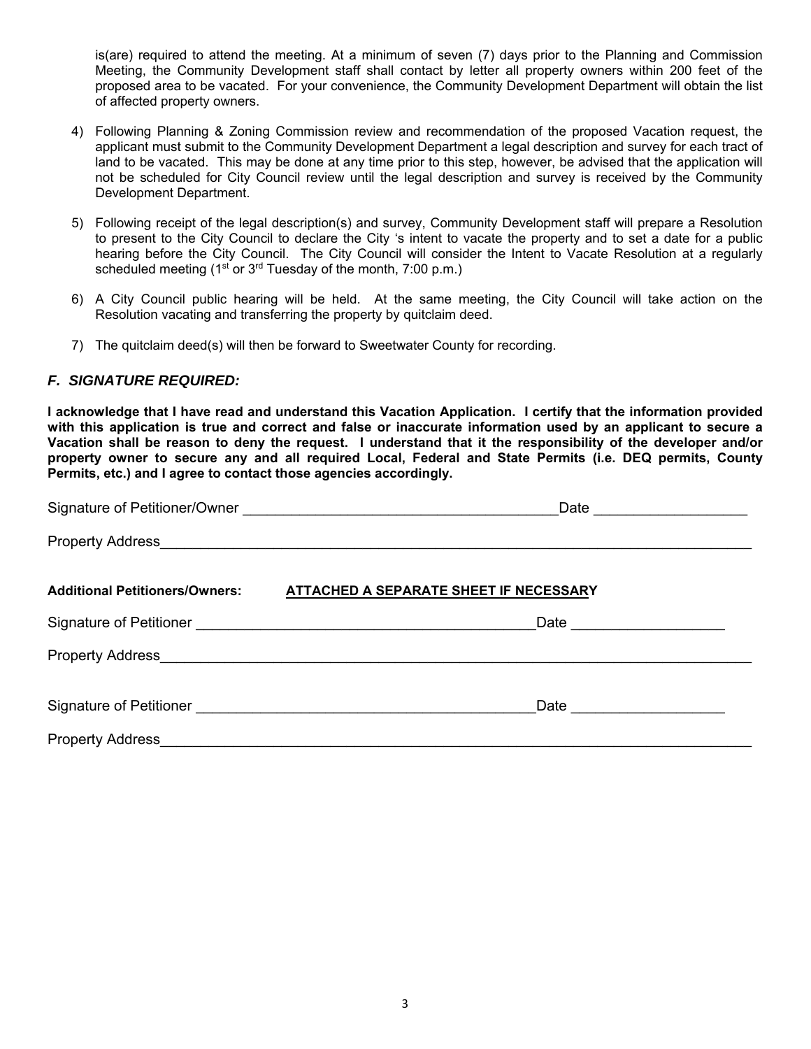is(are) required to attend the meeting. At a minimum of seven (7) days prior to the Planning and Commission Meeting, the Community Development staff shall contact by letter all property owners within 200 feet of the proposed area to be vacated. For your convenience, the Community Development Department will obtain the list of affected property owners.

4) Following Planning & Zoning Commission review and recommendation of the proposed Vacation request, the applicant must submit to the Community Development Department a legal description and survey for each tract of land to be vacated. This may be done at any time prior to this step, however, be advised that the application will not be scheduled for City Council review until the legal description and survey is received by the Community Development Department.

5) Following receipt of the legal description(s) and survey, Community Development staff will prepare a Resolution to present to the City Council to declare the City 's intent to vacate the property and to set a date for a public hearing before the City Council. The City Council will consider the Intent to Vacate Resolution at a regularly scheduled meeting (1st or 3rd Tuesday of the month, 7:00 p.m.)

6) A City Council public hearing will be held. At the same meeting, the City Council will take action on the Resolution vacating and transferring the property by quitclaim deed.

7) The quitclaim deed(s) will then be forward to Sweetwater County for recording.

### *F. SIGNATURE REQUIRED:*

**I acknowledge that I have read and understand this Vacation Application. I certify that the information provided with this application is true and correct and false or inaccurate information used by an applicant to secure a Vacation shall be reason to deny the request. I understand that it the responsibility of the developer and/or property owner to secure any and all required Local, Federal and State Permits (i.e. DEQ permits, County Permits, etc.) and I agree to contact those agencies accordingly.**

Signature of Petitioner/Owner _______________________________________Date __________________

Property Address_____________________________________________________________________

**Additional Petitioners/Owners:** **ATTACHED A SEPARATE SHEET IF NECESSARY**

Signature of Petitioner ________________________________________Date __________________

Property Address_____________________________________________________________________

Signature of Petitioner ________________________________________Date __________________

Property Address_____________________________________________________________________